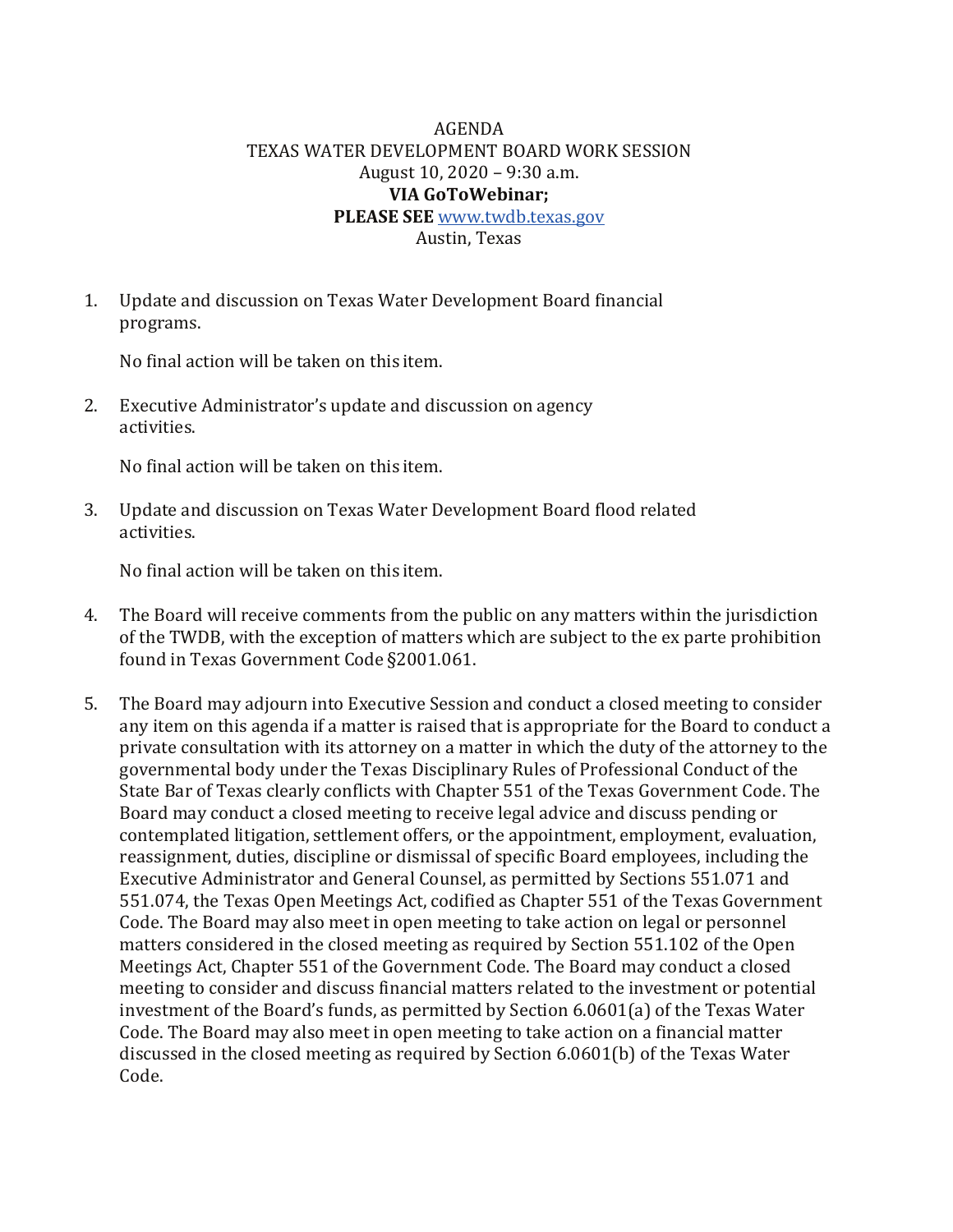# AGENDA
## TEXAS WATER DEVELOPMENT BOARD WORK SESSION
August 10, 2020 – 9:30 a.m.
**VIA GoToWebinar;**
**PLEASE SEE** www.twdb.texas.gov
Austin, Texas

1. Update and discussion on Texas Water Development Board financial programs.

   No final action will be taken on this item.

2. Executive Administrator's update and discussion on agency activities.

   No final action will be taken on this item.

3. Update and discussion on Texas Water Development Board flood related activities.

   No final action will be taken on this item.

4. The Board will receive comments from the public on any matters within the jurisdiction of the TWDB, with the exception of matters which are subject to the ex parte prohibition found in Texas Government Code §2001.061.

5. The Board may adjourn into Executive Session and conduct a closed meeting to consider any item on this agenda if a matter is raised that is appropriate for the Board to conduct a private consultation with its attorney on a matter in which the duty of the attorney to the governmental body under the Texas Disciplinary Rules of Professional Conduct of the State Bar of Texas clearly conflicts with Chapter 551 of the Texas Government Code. The Board may conduct a closed meeting to receive legal advice and discuss pending or contemplated litigation, settlement offers, or the appointment, employment, evaluation, reassignment, duties, discipline or dismissal of specific Board employees, including the Executive Administrator and General Counsel, as permitted by Sections 551.071 and 551.074, the Texas Open Meetings Act, codified as Chapter 551 of the Texas Government Code. The Board may also meet in open meeting to take action on legal or personnel matters considered in the closed meeting as required by Section 551.102 of the Open Meetings Act, Chapter 551 of the Government Code. The Board may conduct a closed meeting to consider and discuss financial matters related to the investment or potential investment of the Board's funds, as permitted by Section 6.0601(a) of the Texas Water Code. The Board may also meet in open meeting to take action on a financial matter discussed in the closed meeting as required by Section 6.0601(b) of the Texas Water Code.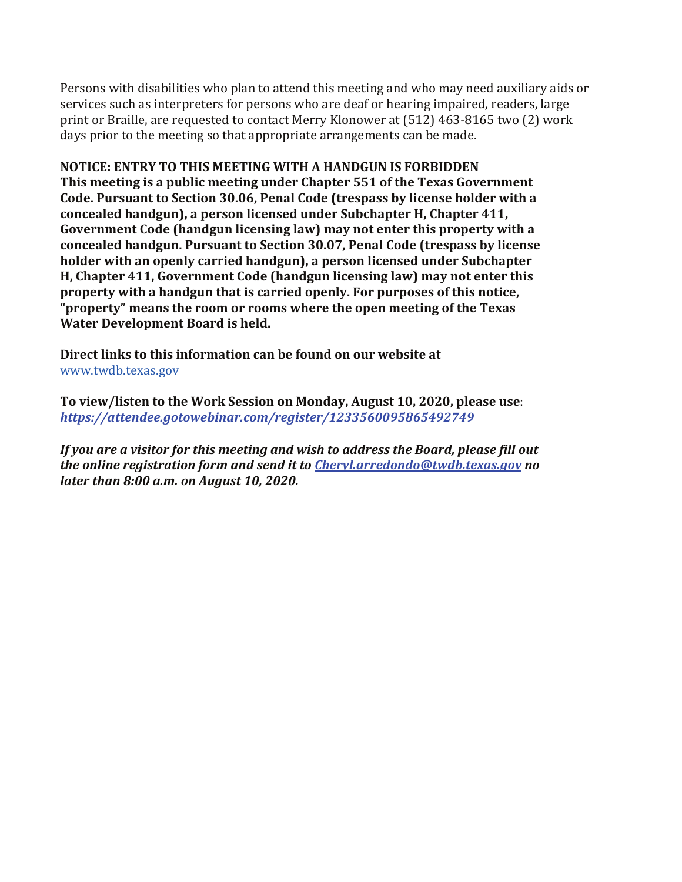Persons with disabilities who plan to attend this meeting and who may need auxiliary aids or services such as interpreters for persons who are deaf or hearing impaired, readers, large print or Braille, are requested to contact Merry Klonower at (512) 463-8165 two (2) work days prior to the meeting so that appropriate arrangements can be made.

**NOTICE: ENTRY TO THIS MEETING WITH A HANDGUN IS FORBIDDEN**
**This meeting is a public meeting under Chapter 551 of the Texas Government Code. Pursuant to Section 30.06, Penal Code (trespass by license holder with a concealed handgun), a person licensed under Subchapter H, Chapter 411, Government Code (handgun licensing law) may not enter this property with a concealed handgun. Pursuant to Section 30.07, Penal Code (trespass by license holder with an openly carried handgun), a person licensed under Subchapter H, Chapter 411, Government Code (handgun licensing law) may not enter this property with a handgun that is carried openly. For purposes of this notice, "property" means the room or rooms where the open meeting of the Texas Water Development Board is held.**

**Direct links to this information can be found on our website at**
www.twdb.texas.gov

**To view/listen to the Work Session on Monday, August 10, 2020, please use**:
***https://attendee.gotowebinar.com/register/1233560095865492749***

***If you are a visitor for this meeting and wish to address the Board, please fill out the online registration form and send it to Cheryl.arredondo@twdb.texas.gov no later than 8:00 a.m. on August 10, 2020.***